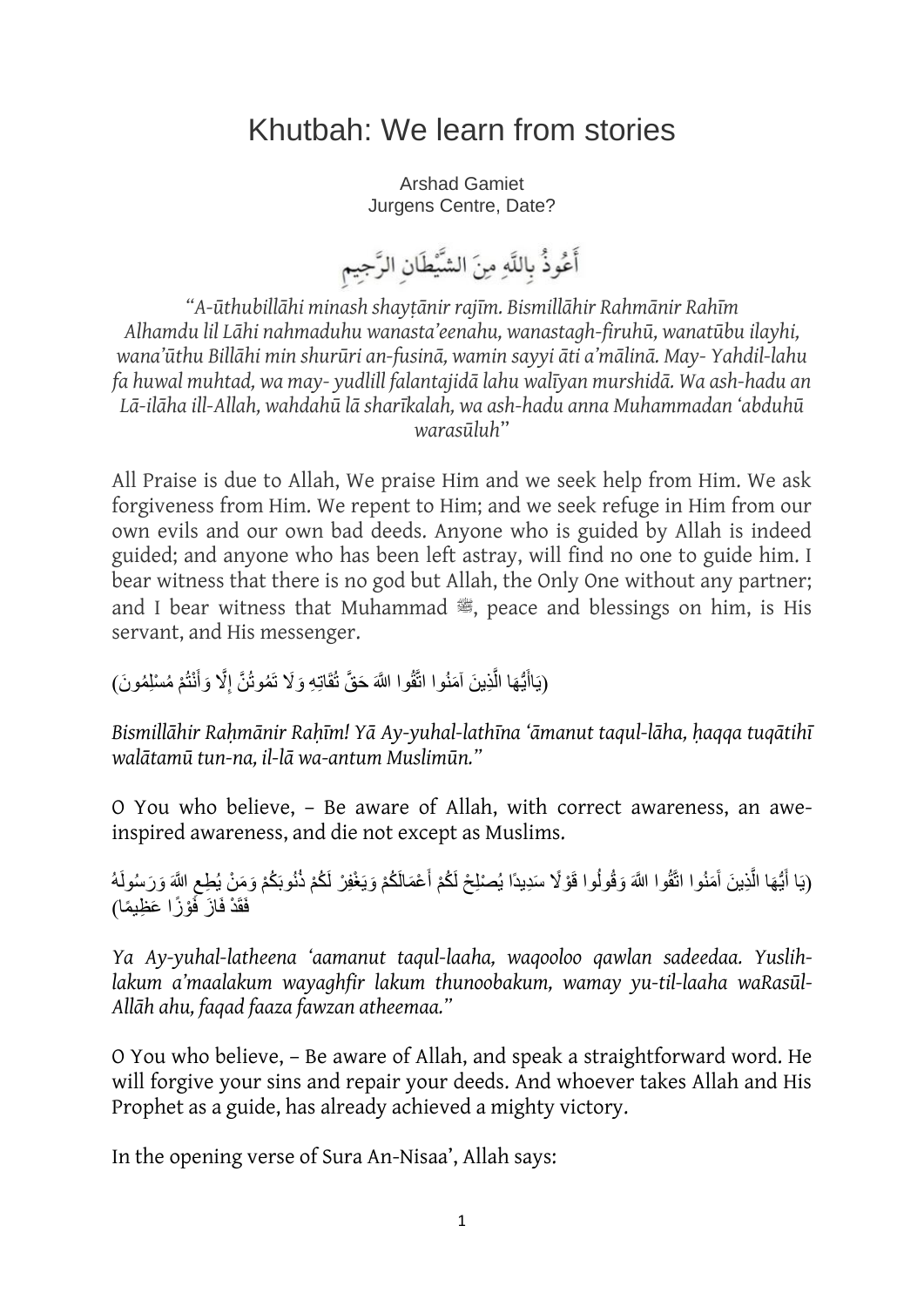# Khutbah: We learn from stories

Arshad Gamiet
Jurgens Centre, Date?

أَعُوذُ بِاللَّهِ مِنَ الشَّيْطَانِ الرَّجِيمِ

*"A-ūthubillāhi minash shayṭānir rajīm. Bismillāhir Rahmānir Rahīm Alhamdu lil Lāhi nahmaduhu wanasta'eenahu, wanastagh-firuhū, wanatūbu ilayhi, wana'ūthu Billāhi min shurūri an-fusinā, wamin sayyi āti a'mālinā. May- Yahdil-lahu fa huwal muhtad, wa may- yudlill falantajidā lahu walīyan murshidā. Wa ash-hadu an Lā-ilāha ill-Allah, wahdahū lā sharīkalah, wa ash-hadu anna Muhammadan 'abduhū warasūluh"*

All Praise is due to Allah, We praise Him and we seek help from Him. We ask forgiveness from Him. We repent to Him; and we seek refuge in Him from our own evils and our own bad deeds. Anyone who is guided by Allah is indeed guided; and anyone who has been left astray, will find no one to guide him. I bear witness that there is no god but Allah, the Only One without any partner; and I bear witness that Muhammad ﷺ, peace and blessings on him, is His servant, and His messenger.

(يَاأَيُّهَا الَّذِينَ آمَنُوا اتَّقُوا اللَّهَ حَقَّ تُقَاتِهِ وَلَا تَمُوتُنَّ إِلَّا وَأَنْتُمْ مُسْلِمُونَ)

*Bismillāhir Raḥmānir Raḥīm! Yā Ay-yuhal-lathīna 'āmanut taqul-lāha, ḥaqqa tuqātihī walātamū tun-na, il-lā wa-antum Muslimūn."*

O You who believe, – Be aware of Allah, with correct awareness, an awe-inspired awareness, and die not except as Muslims.

(يَا أَيُّهَا الَّذِينَ آمَنُوا اتَّقُوا اللَّهَ وَقُولُوا قَوْلًا سَدِيدًا يُصْلِحْ لَكُمْ أَعْمَالَكُمْ وَيَغْفِرْ لَكُمْ ذُنُوبَكُمْ وَمَنْ يُطِعِ اللَّهَ وَرَسُولَهُ فَقَدْ فَازَ فَوْزًا عَظِيمًا)

*Ya Ay-yuhal-latheena 'aamanut taqul-laaha, waqooloo qawlan sadeedaa. Yuslih-lakum a'maalakum wayaghfir lakum thunoobakum, wamay yu-til-laaha waRasūl-Allāh ahu, faqad faaza fawzan atheemaa."*

O You who believe, – Be aware of Allah, and speak a straightforward word. He will forgive your sins and repair your deeds. And whoever takes Allah and His Prophet as a guide, has already achieved a mighty victory.

In the opening verse of Sura An-Nisaa', Allah says: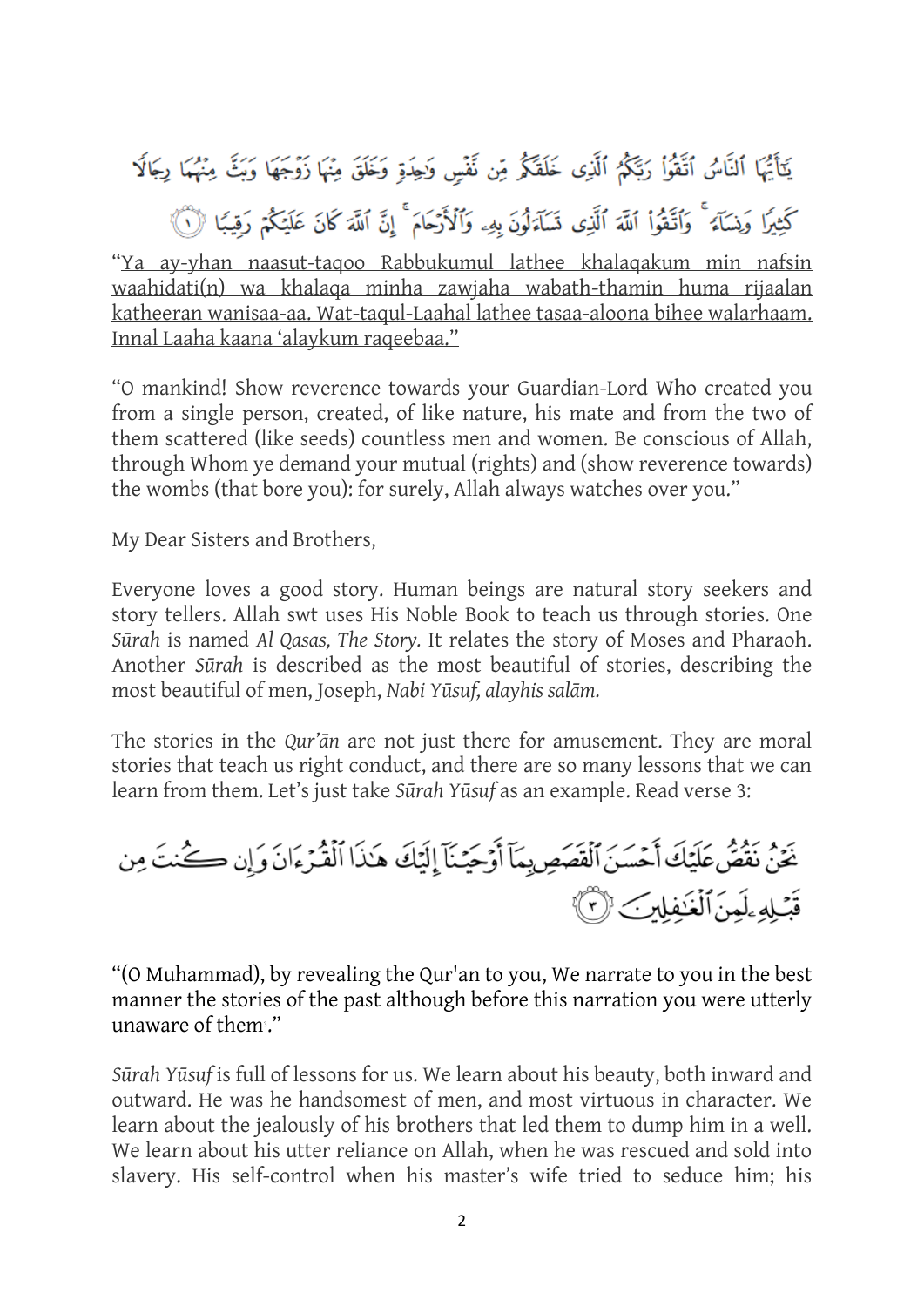يَٰٓأَيُّهَا ٱلنَّاسُ ٱتَّقُوا۟ رَبَّكُمُ ٱلَّذِى خَلَقَكُم مِّن نَّفْسٍ وَٰحِدَةٍ وَخَلَقَ مِنْهَا زَوْجَهَا وَبَثَّ مِنْهُمَا رِجَالًا كَثِيرًا وَنِسَآءً ۚ وَٱتَّقُوا۟ ٱللَّهَ ٱلَّذِى تَسَآءَلُونَ بِهِۦ وَٱلْأَرْحَامَ ۚ إِنَّ ٱللَّهَ كَانَ عَلَيْكُمْ رَقِيبًا ﴿١﴾

"Ya ay-yhan naasut-taqoo Rabbukumul lathee khalaqakum min nafsin waahidati(n) wa khalaqa minha zawjaha wabath-thamin huma rijaalan katheeran wanisaa-aa. Wat-taqul-Laahal lathee tasaa-aloona bihee walarhaam. Innal Laaha kaana 'alaykum raqeebaa."

"O mankind! Show reverence towards your Guardian-Lord Who created you from a single person, created, of like nature, his mate and from the two of them scattered (like seeds) countless men and women. Be conscious of Allah, through Whom ye demand your mutual (rights) and (show reverence towards) the wombs (that bore you): for surely, Allah always watches over you."

My Dear Sisters and Brothers,

Everyone loves a good story. Human beings are natural story seekers and story tellers. Allah swt uses His Noble Book to teach us through stories. One *Sūrah* is named *Al Qasas, The Story.* It relates the story of Moses and Pharaoh. Another *Sūrah* is described as the most beautiful of stories, describing the most beautiful of men, Joseph, *Nabi Yūsuf, alayhis salām.*

The stories in the *Qur'ān* are not just there for amusement. They are moral stories that teach us right conduct, and there are so many lessons that we can learn from them. Let's just take *Sūrah Yūsuf* as an example. Read verse 3:

نَحْنُ نَقُصُّ عَلَيْكَ أَحْسَنَ ٱلْقَصَصِ بِمَآ أَوْحَيْنَآ إِلَيْكَ هَٰذَا ٱلْقُرْءَانَ وَإِن كُنتَ مِن قَبْلِهِۦ لَمِنَ ٱلْغَٰفِلِينَ ﴿٣﴾

"(O Muhammad), by revealing the Qur'an to you, We narrate to you in the best manner the stories of the past although before this narration you were utterly unaware of them[1]."

*Sūrah Yūsuf* is full of lessons for us. We learn about his beauty, both inward and outward. He was he handsomest of men, and most virtuous in character. We learn about the jealously of his brothers that led them to dump him in a well. We learn about his utter reliance on Allah, when he was rescued and sold into slavery. His self-control when his master's wife tried to seduce him; his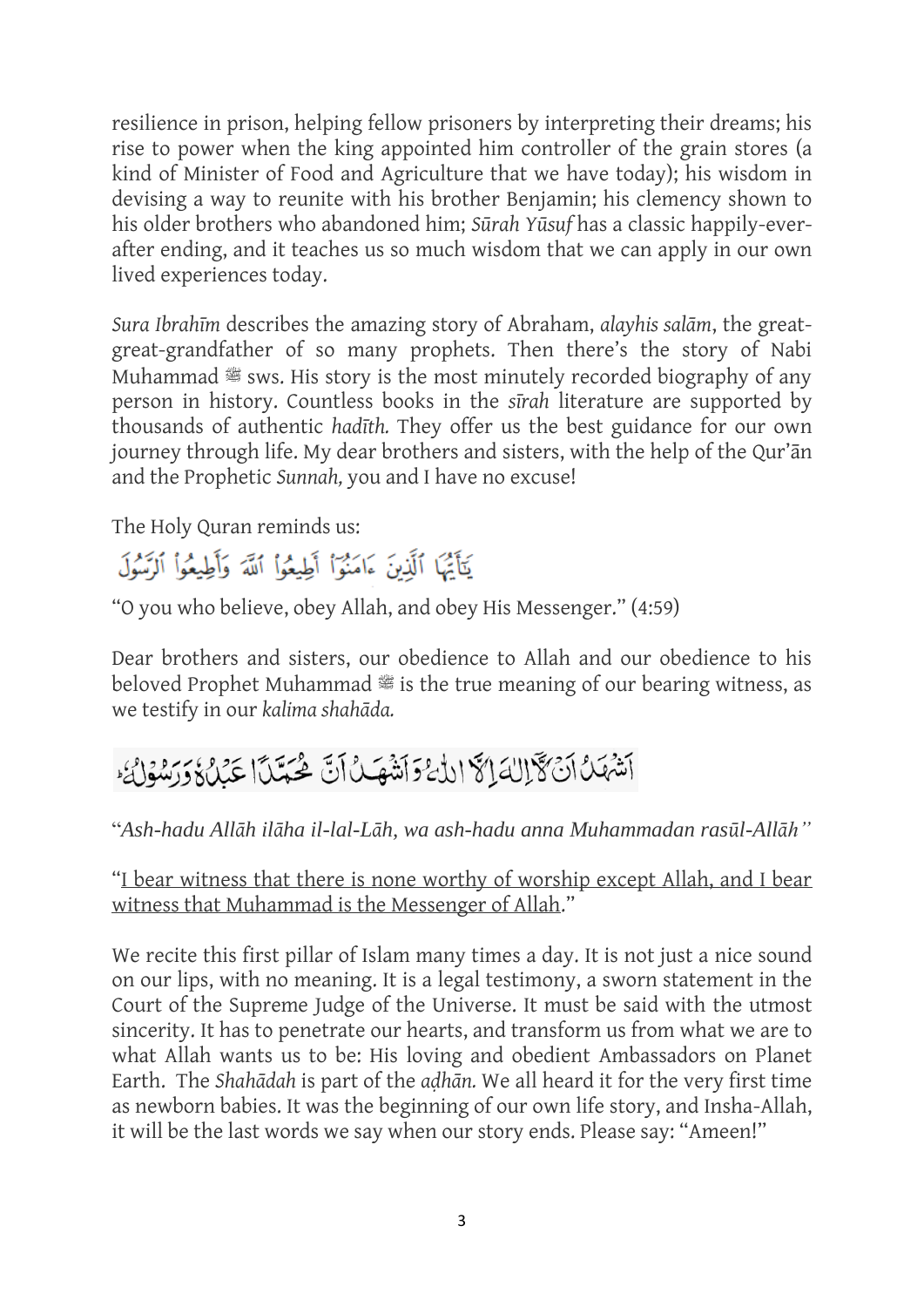resilience in prison, helping fellow prisoners by interpreting their dreams; his rise to power when the king appointed him controller of the grain stores (a kind of Minister of Food and Agriculture that we have today); his wisdom in devising a way to reunite with his brother Benjamin; his clemency shown to his older brothers who abandoned him; *Sūrah Yūsuf* has a classic happily-ever-after ending, and it teaches us so much wisdom that we can apply in our own lived experiences today.

*Sura Ibrahīm* describes the amazing story of Abraham, *alayhis salām*, the great-great-grandfather of so many prophets. Then there's the story of Nabi Muhammad ﷺ sws. His story is the most minutely recorded biography of any person in history. Countless books in the *sīrah* literature are supported by thousands of authentic *hadīth.* They offer us the best guidance for our own journey through life. My dear brothers and sisters, with the help of the Qur'ān and the Prophetic *Sunnah,* you and I have no excuse!

The Holy Quran reminds us:

يَٰٓأَيُّهَا ٱلَّذِينَ ءَامَنُوٓاْ أَطِيعُواْ ٱللَّهَ وَأَطِيعُواْ ٱلرَّسُولَ

"O you who believe, obey Allah, and obey His Messenger." (4:59)

Dear brothers and sisters, our obedience to Allah and our obedience to his beloved Prophet Muhammad ﷺ is the true meaning of our bearing witness, as we testify in our *kalima shahāda.*

أَشْهَدُ أَنْ لَّآ إِلٰهَ إِلَّا اللّٰهُ وَأَشْهَدُ أَنَّ مُحَمَّدًا عَبْدُهُ وَرَسُولُهُ

"*Ash-hadu Allāh ilāha il-lal-Lāh, wa ash-hadu anna Muhammadan rasūl-Allāh*"

"<u>I bear witness that there is none worthy of worship except Allah, and I bear witness that Muhammad is the Messenger of Allah</u>."

We recite this first pillar of Islam many times a day. It is not just a nice sound on our lips, with no meaning. It is a legal testimony, a sworn statement in the Court of the Supreme Judge of the Universe. It must be said with the utmost sincerity. It has to penetrate our hearts, and transform us from what we are to what Allah wants us to be: His loving and obedient Ambassadors on Planet Earth. The *Shahādah* is part of the *aḍhān.* We all heard it for the very first time as newborn babies. It was the beginning of our own life story, and Insha-Allah, it will be the last words we say when our story ends. Please say: "Ameen!"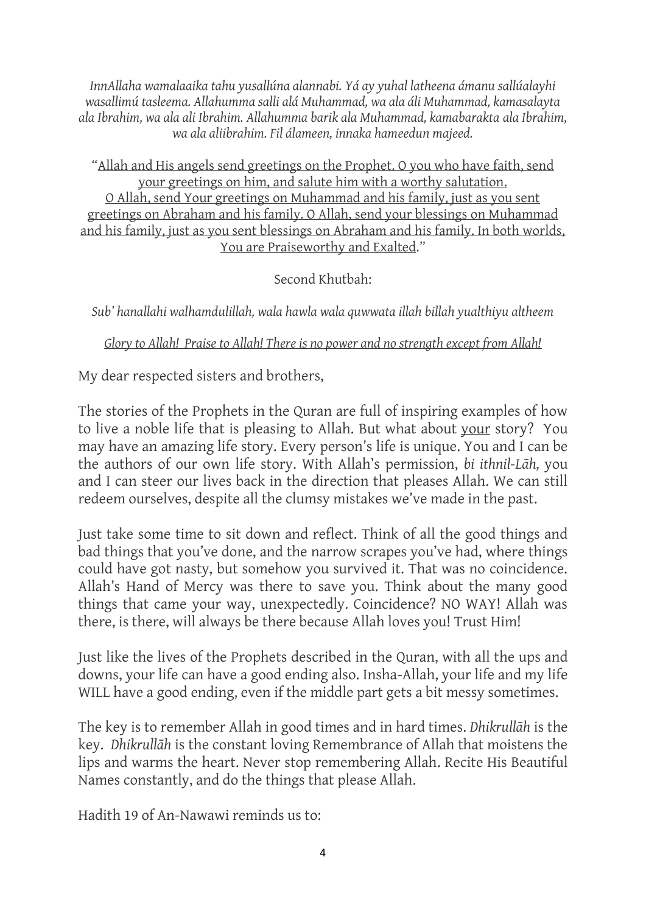*InnAllaha wamalaaika tahu yusallúna alannabi. Yá ay yuhal latheena ámanu sallúalayhi wasallimú tasleema. Allahumma salli alá Muhammad, wa ala áli Muhammad, kamasalayta ala Ibrahim, wa ala ali Ibrahim. Allahumma barik ala Muhammad, kamabarakta ala Ibrahim, wa ala aliibrahim. Fil álameen, innaka hameedun majeed.*

"<u>Allah and His angels send greetings on the Prophet. O you who have faith, send your greetings on him, and salute him with a worthy salutation. O Allah, send Your greetings on Muhammad and his family, just as you sent greetings on Abraham and his family. O Allah, send your blessings on Muhammad and his family, just as you sent blessings on Abraham and his family. In both worlds, You are Praiseworthy and Exalted</u>."

Second Khutbah:

*Sub' hanallahi walhamdulillah, wala hawla wala quwwata illah billah yualthiyu altheem*

*<u>Glory to Allah! Praise to Allah! There is no power and no strength except from Allah!</u>*

My dear respected sisters and brothers,

The stories of the Prophets in the Quran are full of inspiring examples of how to live a noble life that is pleasing to Allah. But what about <u>your</u> story? You may have an amazing life story. Every person's life is unique. You and I can be the authors of our own life story. With Allah's permission, *bi ithnil-Lāh,* you and I can steer our lives back in the direction that pleases Allah. We can still redeem ourselves, despite all the clumsy mistakes we've made in the past.

Just take some time to sit down and reflect. Think of all the good things and bad things that you've done, and the narrow scrapes you've had, where things could have got nasty, but somehow you survived it. That was no coincidence. Allah's Hand of Mercy was there to save you. Think about the many good things that came your way, unexpectedly. Coincidence? NO WAY! Allah was there, is there, will always be there because Allah loves you! Trust Him!

Just like the lives of the Prophets described in the Quran, with all the ups and downs, your life can have a good ending also. Insha-Allah, your life and my life WILL have a good ending, even if the middle part gets a bit messy sometimes.

The key is to remember Allah in good times and in hard times. *Dhikrullāh* is the key. *Dhikrullāh* is the constant loving Remembrance of Allah that moistens the lips and warms the heart. Never stop remembering Allah. Recite His Beautiful Names constantly, and do the things that please Allah.

Hadith 19 of An-Nawawi reminds us to: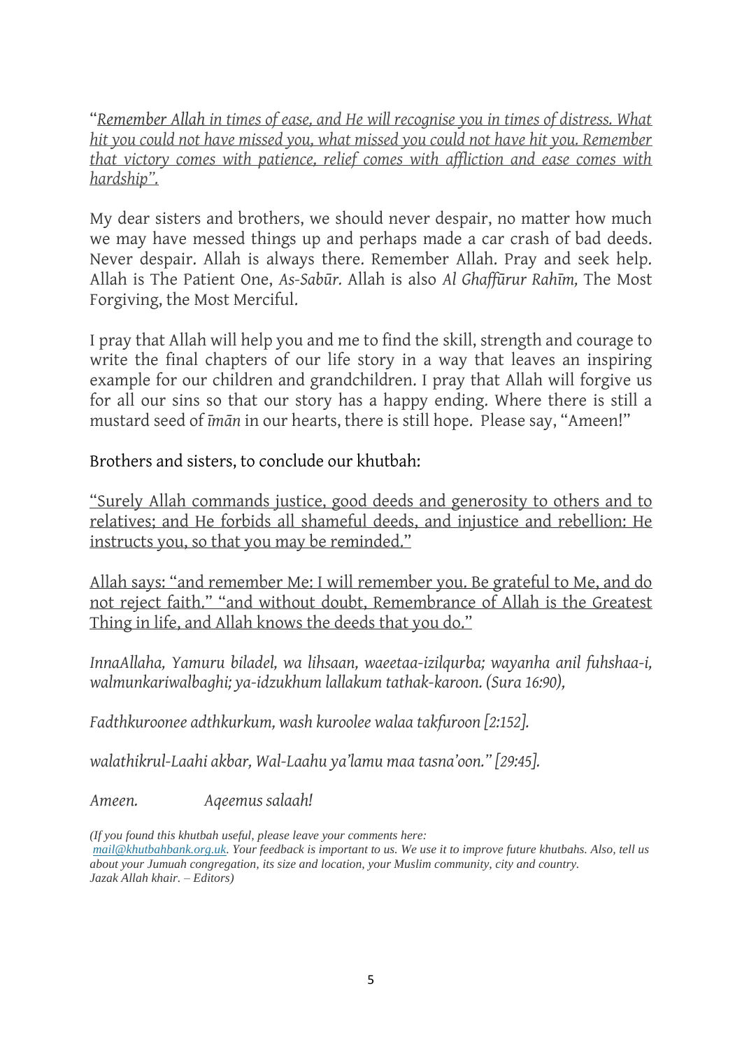"*Remember Allah in times of ease, and He will recognise you in times of distress. What hit you could not have missed you, what missed you could not have hit you. Remember that victory comes with patience, relief comes with affliction and ease comes with hardship".*

My dear sisters and brothers, we should never despair, no matter how much we may have messed things up and perhaps made a car crash of bad deeds. Never despair. Allah is always there. Remember Allah. Pray and seek help. Allah is The Patient One, *As-Sabūr.* Allah is also *Al Ghaffūrur Rahīm,* The Most Forgiving, the Most Merciful.

I pray that Allah will help you and me to find the skill, strength and courage to write the final chapters of our life story in a way that leaves an inspiring example for our children and grandchildren. I pray that Allah will forgive us for all our sins so that our story has a happy ending. Where there is still a mustard seed of *īmān* in our hearts, there is still hope. Please say, "Ameen!"

Brothers and sisters, to conclude our khutbah:

"Surely Allah commands justice, good deeds and generosity to others and to relatives; and He forbids all shameful deeds, and injustice and rebellion: He instructs you, so that you may be reminded."

Allah says: "and remember Me: I will remember you. Be grateful to Me, and do not reject faith." "and without doubt, Remembrance of Allah is the Greatest Thing in life, and Allah knows the deeds that you do."

*InnaAllaha, Yamuru biladel, wa lihsaan, waeetaa-izilqurba; wayanha anil fuhshaa-i, walmunkariwalbaghi; ya-idzukhum lallakum tathak-karoon. (Sura 16:90),*

*Fadthkuroonee adthkurkum, wash kuroolee walaa takfuroon [2:152].*

*walathikrul-Laahi akbar, Wal-Laahu ya'lamu maa tasna'oon." [29:45].*

*Ameen.* *Aqeemus salaah!*

*(If you found this khutbah useful, please leave your comments here: mail@khutbahbank.org.uk. Your feedback is important to us. We use it to improve future khutbahs. Also, tell us about your Jumuah congregation, its size and location, your Muslim community, city and country. Jazak Allah khair. – Editors)*